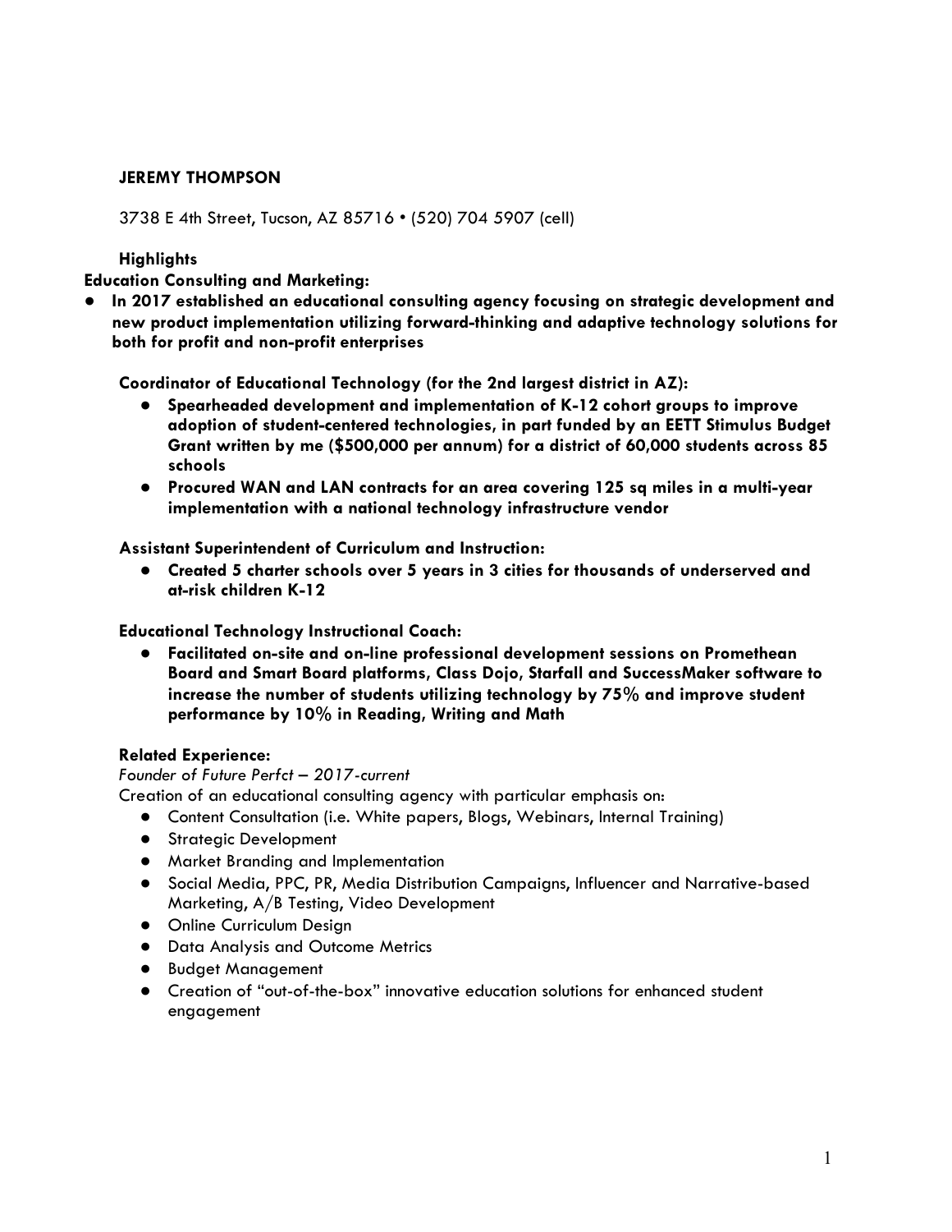**JEREMY THOMPSON**

3738 E 4th Street, Tucson, AZ 85716 • (520) 704 5907 (cell)

**Highlights**

**Education Consulting and Marketing:**

- **In 2017 established an educational consulting agency focusing on strategic development and new product implementation utilizing forward-thinking and adaptive technology solutions for both for profit and non-profit enterprises**

**Coordinator of Educational Technology (for the 2nd largest district in AZ):**

- **Spearheaded development and implementation of K-12 cohort groups to improve adoption of student-centered technologies, in part funded by an EETT Stimulus Budget Grant written by me ($500,000 per annum) for a district of 60,000 students across 85 schools**
- **Procured WAN and LAN contracts for an area covering 125 sq miles in a multi-year implementation with a national technology infrastructure vendor**

**Assistant Superintendent of Curriculum and Instruction:**

- **Created 5 charter schools over 5 years in 3 cities for thousands of underserved and at-risk children K-12**

**Educational Technology Instructional Coach:**

- **Facilitated on-site and on-line professional development sessions on Promethean Board and Smart Board platforms, Class Dojo, Starfall and SuccessMaker software to increase the number of students utilizing technology by 75% and improve student performance by 10% in Reading, Writing and Math**

**Related Experience:**

*Founder of Future Perfct – 2017-current*

Creation of an educational consulting agency with particular emphasis on:

- Content Consultation (i.e. White papers, Blogs, Webinars, Internal Training)
- Strategic Development
- Market Branding and Implementation
- Social Media, PPC, PR, Media Distribution Campaigns, Influencer and Narrative-based Marketing, A/B Testing, Video Development
- Online Curriculum Design
- Data Analysis and Outcome Metrics
- Budget Management
- Creation of "out-of-the-box" innovative education solutions for enhanced student engagement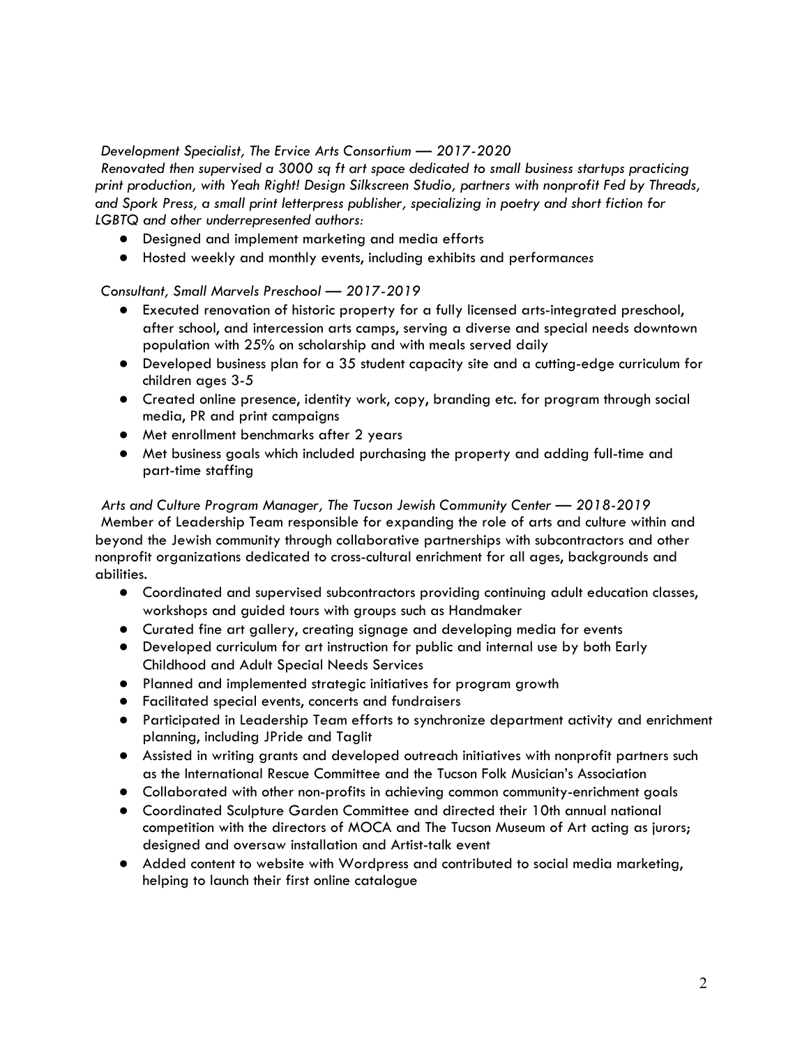*Development Specialist, The Ervice Arts Consortium — 2017-2020*

*Renovated then supervised a 3000 sq ft art space dedicated to small business startups practicing print production, with Yeah Right! Design Silkscreen Studio, partners with nonprofit Fed by Threads, and Spork Press, a small print letterpress publisher, specializing in poetry and short fiction for LGBTQ and other underrepresented authors:*

- Designed and implement marketing and media efforts
- Hosted weekly and monthly events, including exhibits and performances

*Consultant, Small Marvels Preschool — 2017-2019*

- Executed renovation of historic property for a fully licensed arts-integrated preschool, after school, and intercession arts camps, serving a diverse and special needs downtown population with 25% on scholarship and with meals served daily
- Developed business plan for a 35 student capacity site and a cutting-edge curriculum for children ages 3-5
- Created online presence, identity work, copy, branding etc. for program through social media, PR and print campaigns
- Met enrollment benchmarks after 2 years
- Met business goals which included purchasing the property and adding full-time and part-time staffing

*Arts and Culture Program Manager, The Tucson Jewish Community Center — 2018-2019*

Member of Leadership Team responsible for expanding the role of arts and culture within and beyond the Jewish community through collaborative partnerships with subcontractors and other nonprofit organizations dedicated to cross-cultural enrichment for all ages, backgrounds and abilities.

- Coordinated and supervised subcontractors providing continuing adult education classes, workshops and guided tours with groups such as Handmaker
- Curated fine art gallery, creating signage and developing media for events
- Developed curriculum for art instruction for public and internal use by both Early Childhood and Adult Special Needs Services
- Planned and implemented strategic initiatives for program growth
- Facilitated special events, concerts and fundraisers
- Participated in Leadership Team efforts to synchronize department activity and enrichment planning, including JPride and Taglit
- Assisted in writing grants and developed outreach initiatives with nonprofit partners such as the International Rescue Committee and the Tucson Folk Musician's Association
- Collaborated with other non-profits in achieving common community-enrichment goals
- Coordinated Sculpture Garden Committee and directed their 10th annual national competition with the directors of MOCA and The Tucson Museum of Art acting as jurors; designed and oversaw installation and Artist-talk event
- Added content to website with Wordpress and contributed to social media marketing, helping to launch their first online catalogue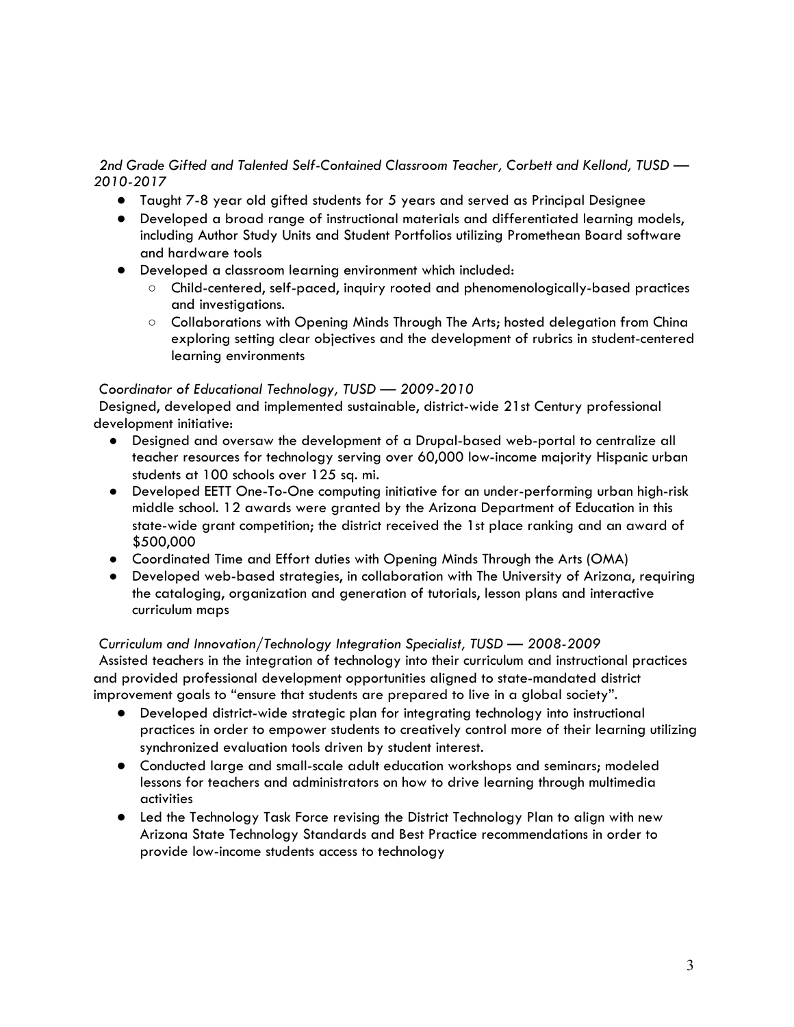*2nd Grade Gifted and Talented Self-Contained Classroom Teacher, Corbett and Kellond, TUSD — 2010-2017*

- Taught 7-8 year old gifted students for 5 years and served as Principal Designee
- Developed a broad range of instructional materials and differentiated learning models, including Author Study Units and Student Portfolios utilizing Promethean Board software and hardware tools
- Developed a classroom learning environment which included:
  - Child-centered, self-paced, inquiry rooted and phenomenologically-based practices and investigations.
  - Collaborations with Opening Minds Through The Arts; hosted delegation from China exploring setting clear objectives and the development of rubrics in student-centered learning environments

*Coordinator of Educational Technology, TUSD — 2009-2010*

Designed, developed and implemented sustainable, district-wide 21st Century professional development initiative:

- Designed and oversaw the development of a Drupal-based web-portal to centralize all teacher resources for technology serving over 60,000 low-income majority Hispanic urban students at 100 schools over 125 sq. mi.
- Developed EETT One-To-One computing initiative for an under-performing urban high-risk middle school. 12 awards were granted by the Arizona Department of Education in this state-wide grant competition; the district received the 1st place ranking and an award of $500,000
- Coordinated Time and Effort duties with Opening Minds Through the Arts (OMA)
- Developed web-based strategies, in collaboration with The University of Arizona, requiring the cataloging, organization and generation of tutorials, lesson plans and interactive curriculum maps

*Curriculum and Innovation/Technology Integration Specialist, TUSD — 2008-2009*

Assisted teachers in the integration of technology into their curriculum and instructional practices and provided professional development opportunities aligned to state-mandated district improvement goals to "ensure that students are prepared to live in a global society".

- Developed district-wide strategic plan for integrating technology into instructional practices in order to empower students to creatively control more of their learning utilizing synchronized evaluation tools driven by student interest.
- Conducted large and small-scale adult education workshops and seminars; modeled lessons for teachers and administrators on how to drive learning through multimedia activities
- Led the Technology Task Force revising the District Technology Plan to align with new Arizona State Technology Standards and Best Practice recommendations in order to provide low-income students access to technology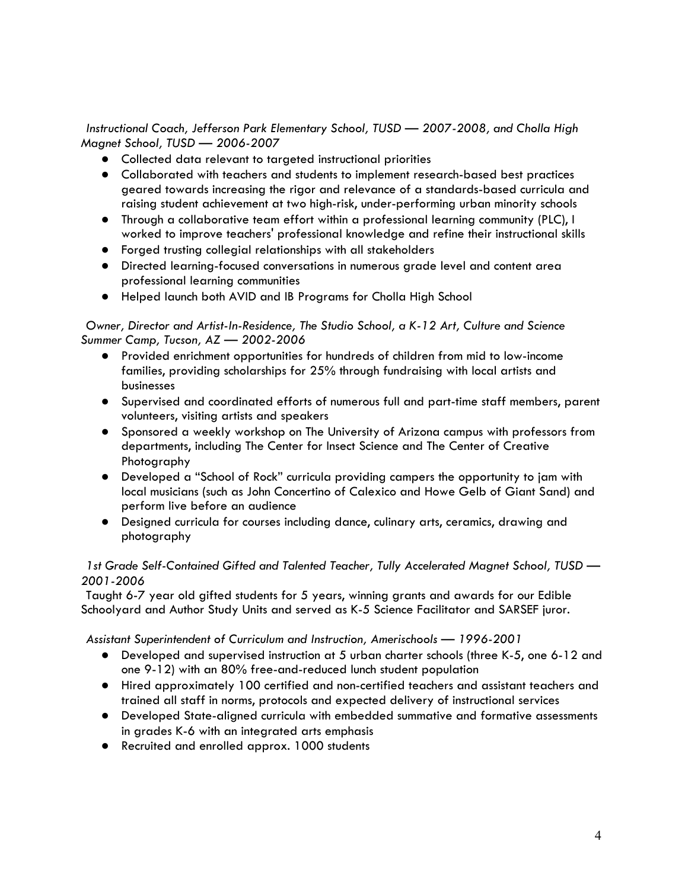*Instructional Coach, Jefferson Park Elementary School, TUSD — 2007-2008, and Cholla High Magnet School, TUSD — 2006-2007*

- Collected data relevant to targeted instructional priorities
- Collaborated with teachers and students to implement research-based best practices geared towards increasing the rigor and relevance of a standards-based curricula and raising student achievement at two high-risk, under-performing urban minority schools
- Through a collaborative team effort within a professional learning community (PLC), I worked to improve teachers' professional knowledge and refine their instructional skills
- Forged trusting collegial relationships with all stakeholders
- Directed learning-focused conversations in numerous grade level and content area professional learning communities
- Helped launch both AVID and IB Programs for Cholla High School

*Owner, Director and Artist-In-Residence, The Studio School, a K-12 Art, Culture and Science Summer Camp, Tucson, AZ — 2002-2006*

- Provided enrichment opportunities for hundreds of children from mid to low-income families, providing scholarships for 25% through fundraising with local artists and businesses
- Supervised and coordinated efforts of numerous full and part-time staff members, parent volunteers, visiting artists and speakers
- Sponsored a weekly workshop on The University of Arizona campus with professors from departments, including The Center for Insect Science and The Center of Creative Photography
- Developed a "School of Rock" curricula providing campers the opportunity to jam with local musicians (such as John Concertino of Calexico and Howe Gelb of Giant Sand) and perform live before an audience
- Designed curricula for courses including dance, culinary arts, ceramics, drawing and photography

*1st Grade Self-Contained Gifted and Talented Teacher, Tully Accelerated Magnet School, TUSD — 2001-2006*

Taught 6-7 year old gifted students for 5 years, winning grants and awards for our Edible Schoolyard and Author Study Units and served as K-5 Science Facilitator and SARSEF juror.

*Assistant Superintendent of Curriculum and Instruction, Amerischools — 1996-2001*

- Developed and supervised instruction at 5 urban charter schools (three K-5, one 6-12 and one 9-12) with an 80% free-and-reduced lunch student population
- Hired approximately 100 certified and non-certified teachers and assistant teachers and trained all staff in norms, protocols and expected delivery of instructional services
- Developed State-aligned curricula with embedded summative and formative assessments in grades K-6 with an integrated arts emphasis
- Recruited and enrolled approx. 1000 students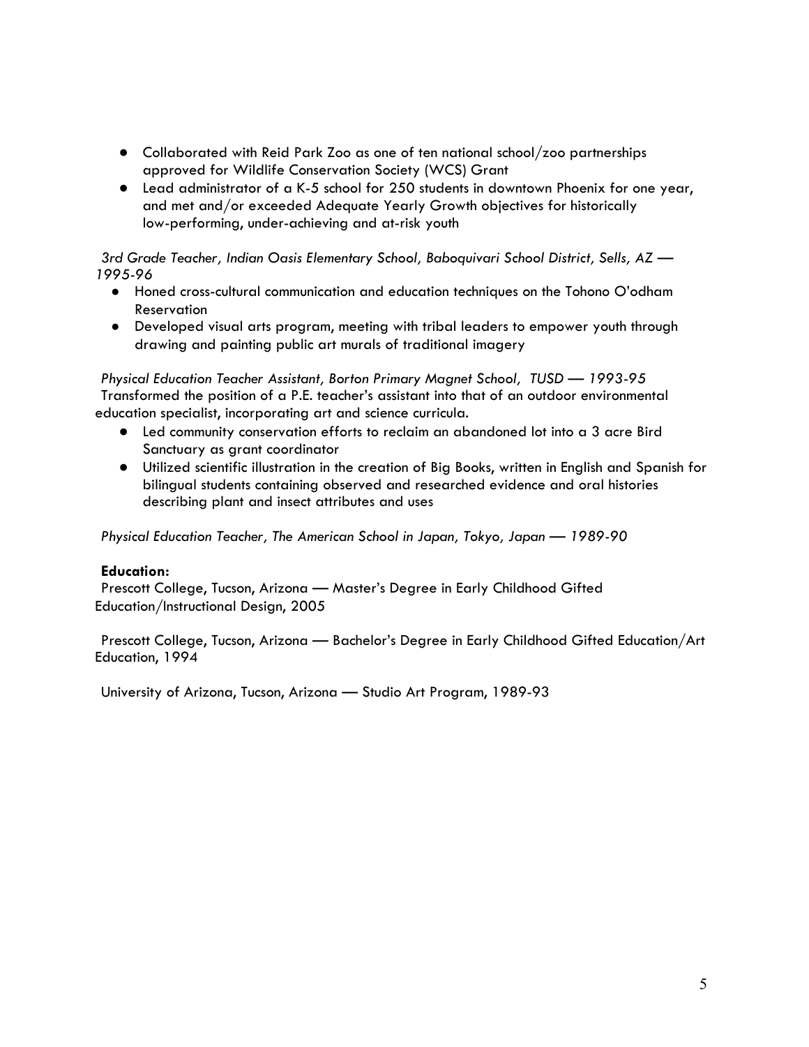- Collaborated with Reid Park Zoo as one of ten national school/zoo partnerships approved for Wildlife Conservation Society (WCS) Grant
- Lead administrator of a K-5 school for 250 students in downtown Phoenix for one year, and met and/or exceeded Adequate Yearly Growth objectives for historically low-performing, under-achieving and at-risk youth

*3rd Grade Teacher, Indian Oasis Elementary School, Baboquivari School District, Sells, AZ — 1995-96*

- Honed cross-cultural communication and education techniques on the Tohono O'odham Reservation
- Developed visual arts program, meeting with tribal leaders to empower youth through drawing and painting public art murals of traditional imagery

*Physical Education Teacher Assistant, Borton Primary Magnet School, TUSD — 1993-95*

Transformed the position of a P.E. teacher's assistant into that of an outdoor environmental education specialist, incorporating art and science curricula.

- Led community conservation efforts to reclaim an abandoned lot into a 3 acre Bird Sanctuary as grant coordinator
- Utilized scientific illustration in the creation of Big Books, written in English and Spanish for bilingual students containing observed and researched evidence and oral histories describing plant and insect attributes and uses

*Physical Education Teacher, The American School in Japan, Tokyo, Japan — 1989-90*

**Education:**

Prescott College, Tucson, Arizona — Master's Degree in Early Childhood Gifted Education/Instructional Design, 2005

Prescott College, Tucson, Arizona — Bachelor's Degree in Early Childhood Gifted Education/Art Education, 1994

University of Arizona, Tucson, Arizona — Studio Art Program, 1989-93